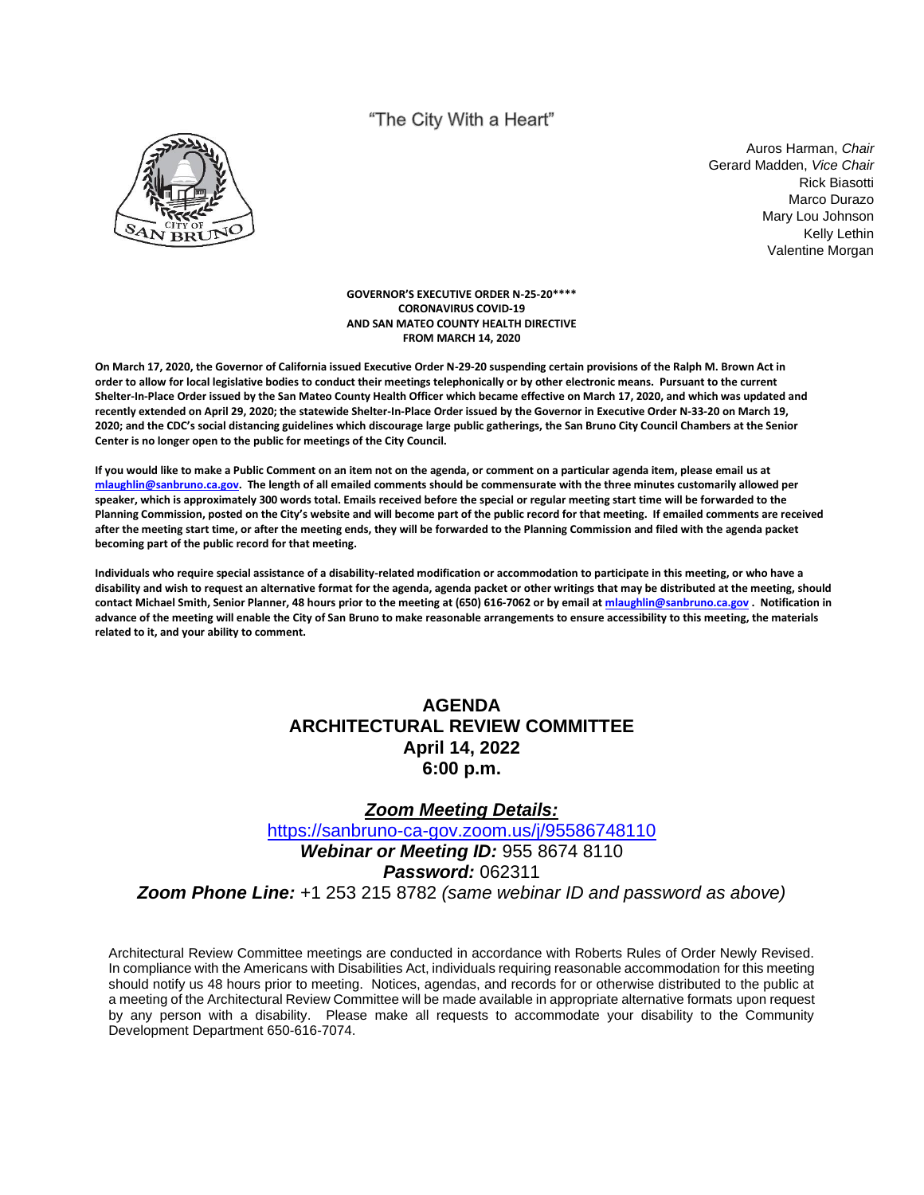"The City With a Heart"

Auros Harman, *Chair*
Gerard Madden, *Vice Chair*
Rick Biasotti
Marco Durazo
Mary Lou Johnson
Kelly Lethin
Valentine Morgan

**GOVERNOR'S EXECUTIVE ORDER N-25-20****
**CORONAVIRUS COVID-19**
**AND SAN MATEO COUNTY HEALTH DIRECTIVE**
**FROM MARCH 14, 2020**

**On March 17, 2020, the Governor of California issued Executive Order N-29-20 suspending certain provisions of the Ralph M. Brown Act in order to allow for local legislative bodies to conduct their meetings telephonically or by other electronic means. Pursuant to the current Shelter-In-Place Order issued by the San Mateo County Health Officer which became effective on March 17, 2020, and which was updated and recently extended on April 29, 2020; the statewide Shelter-In-Place Order issued by the Governor in Executive Order N-33-20 on March 19, 2020; and the CDC's social distancing guidelines which discourage large public gatherings, the San Bruno City Council Chambers at the Senior Center is no longer open to the public for meetings of the City Council.**

**If you would like to make a Public Comment on an item not on the agenda, or comment on a particular agenda item, please email us at mlaughlin@sanbruno.ca.gov. The length of all emailed comments should be commensurate with the three minutes customarily allowed per speaker, which is approximately 300 words total. Emails received before the special or regular meeting start time will be forwarded to the Planning Commission, posted on the City's website and will become part of the public record for that meeting. If emailed comments are received after the meeting start time, or after the meeting ends, they will be forwarded to the Planning Commission and filed with the agenda packet becoming part of the public record for that meeting.**

**Individuals who require special assistance of a disability-related modification or accommodation to participate in this meeting, or who have a disability and wish to request an alternative format for the agenda, agenda packet or other writings that may be distributed at the meeting, should contact Michael Smith, Senior Planner, 48 hours prior to the meeting at (650) 616-7062 or by email at mlaughlin@sanbruno.ca.gov . Notification in advance of the meeting will enable the City of San Bruno to make reasonable arrangements to ensure accessibility to this meeting, the materials related to it, and your ability to comment.**

# AGENDA
# ARCHITECTURAL REVIEW COMMITTEE
## April 14, 2022
## 6:00 p.m.

***Zoom Meeting Details:***

https://sanbruno-ca-gov.zoom.us/j/95586748110

***Webinar or Meeting ID:*** 955 8674 8110

***Password:*** 062311

***Zoom Phone Line:*** +1 253 215 8782 *(same webinar ID and password as above)*

Architectural Review Committee meetings are conducted in accordance with Roberts Rules of Order Newly Revised. In compliance with the Americans with Disabilities Act, individuals requiring reasonable accommodation for this meeting should notify us 48 hours prior to meeting. Notices, agendas, and records for or otherwise distributed to the public at a meeting of the Architectural Review Committee will be made available in appropriate alternative formats upon request by any person with a disability. Please make all requests to accommodate your disability to the Community Development Department 650-616-7074.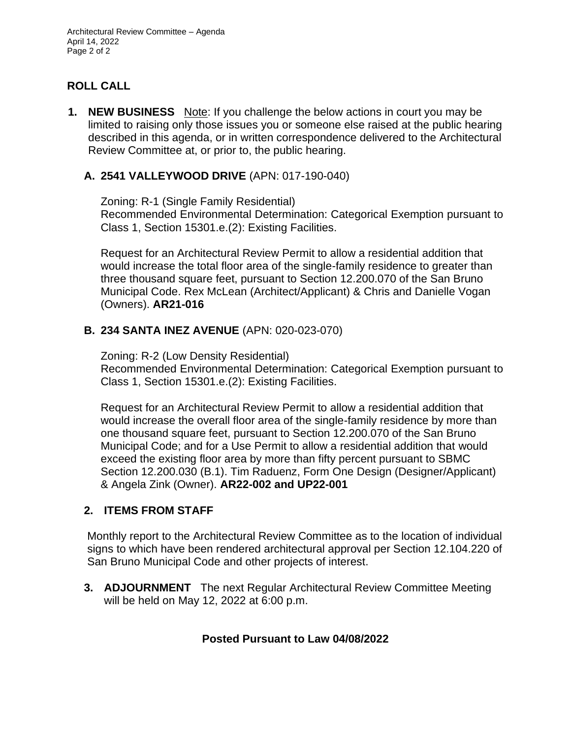## ROLL CALL

**1. NEW BUSINESS** Note: If you challenge the below actions in court you may be limited to raising only those issues you or someone else raised at the public hearing described in this agenda, or in written correspondence delivered to the Architectural Review Committee at, or prior to, the public hearing.

**A. 2541 VALLEYWOOD DRIVE** (APN: 017-190-040)

Zoning: R-1 (Single Family Residential)
Recommended Environmental Determination: Categorical Exemption pursuant to Class 1, Section 15301.e.(2): Existing Facilities.

Request for an Architectural Review Permit to allow a residential addition that would increase the total floor area of the single-family residence to greater than three thousand square feet, pursuant to Section 12.200.070 of the San Bruno Municipal Code. Rex McLean (Architect/Applicant) & Chris and Danielle Vogan (Owners). **AR21-016**

**B. 234 SANTA INEZ AVENUE** (APN: 020-023-070)

Zoning: R-2 (Low Density Residential)
Recommended Environmental Determination: Categorical Exemption pursuant to Class 1, Section 15301.e.(2): Existing Facilities.

Request for an Architectural Review Permit to allow a residential addition that would increase the overall floor area of the single-family residence by more than one thousand square feet, pursuant to Section 12.200.070 of the San Bruno Municipal Code; and for a Use Permit to allow a residential addition that would exceed the existing floor area by more than fifty percent pursuant to SBMC Section 12.200.030 (B.1). Tim Raduenz, Form One Design (Designer/Applicant) & Angela Zink (Owner). **AR22-002 and UP22-001**

**2. ITEMS FROM STAFF**

Monthly report to the Architectural Review Committee as to the location of individual signs to which have been rendered architectural approval per Section 12.104.220 of San Bruno Municipal Code and other projects of interest.

**3. ADJOURNMENT** The next Regular Architectural Review Committee Meeting will be held on May 12, 2022 at 6:00 p.m.

**Posted Pursuant to Law 04/08/2022**